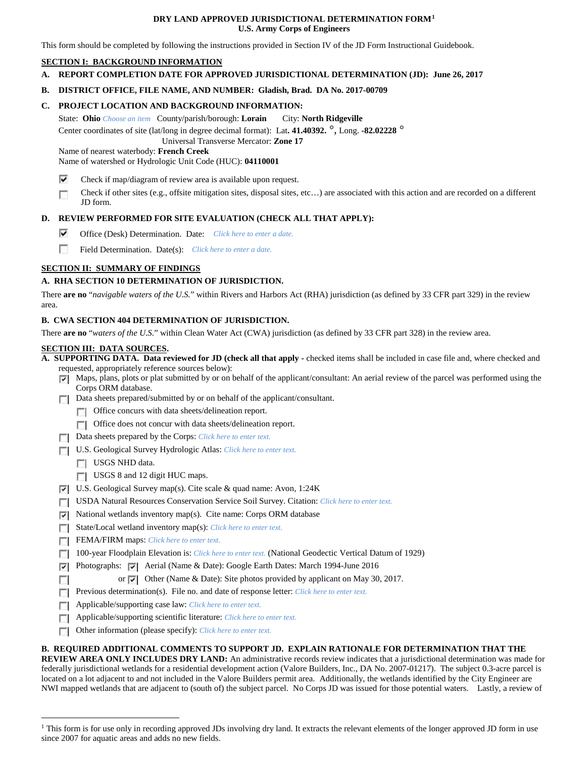# DRY LAND APPROVED JURISDICTIONAL DETERMINATION FORM[1]
## U.S. Army Corps of Engineers

This form should be completed by following the instructions provided in Section IV of the JD Form Instructional Guidebook.

## SECTION I: BACKGROUND INFORMATION

**A. REPORT COMPLETION DATE FOR APPROVED JURISDICTIONAL DETERMINATION (JD): June 26, 2017**

**B. DISTRICT OFFICE, FILE NAME, AND NUMBER: Gladish, Brad. DA No. 2017-00709**

**C. PROJECT LOCATION AND BACKGROUND INFORMATION:**

State: **Ohio** *Choose an item* County/parish/borough: **Lorain** City: **North Ridgeville**
Center coordinates of site (lat/long in degree decimal format): Lat**. 41.40392. °,** Long. **-82.02228 °**
Universal Transverse Mercator: **Zone 17**
Name of nearest waterbody: **French Creek**
Name of watershed or Hydrologic Unit Code (HUC): **04110001**

- ☑ Check if map/diagram of review area is available upon request.
- ☐ Check if other sites (e.g., offsite mitigation sites, disposal sites, etc…) are associated with this action and are recorded on a different JD form.

**D. REVIEW PERFORMED FOR SITE EVALUATION (CHECK ALL THAT APPLY):**

- ☑ Office (Desk) Determination. Date: *Click here to enter a date.*
- ☐ Field Determination. Date(s): *Click here to enter a date.*

## SECTION II: SUMMARY OF FINDINGS

**A. RHA SECTION 10 DETERMINATION OF JURISDICTION.**

There **are no** "*navigable waters of the U.S.*" within Rivers and Harbors Act (RHA) jurisdiction (as defined by 33 CFR part 329) in the review area.

**B. CWA SECTION 404 DETERMINATION OF JURISDICTION.**

There **are no** "*waters of the U.S.*" within Clean Water Act (CWA) jurisdiction (as defined by 33 CFR part 328) in the review area.

## SECTION III: DATA SOURCES.

**A. SUPPORTING DATA. Data reviewed for JD (check all that apply** - checked items shall be included in case file and, where checked and requested, appropriately reference sources below):

- ☑ Maps, plans, plots or plat submitted by or on behalf of the applicant/consultant: An aerial review of the parcel was performed using the Corps ORM database.
- ☐ Data sheets prepared/submitted by or on behalf of the applicant/consultant.
  - ☐ Office concurs with data sheets/delineation report.
  - ☐ Office does not concur with data sheets/delineation report.
- ☐ Data sheets prepared by the Corps: *Click here to enter text.*
- ☐ U.S. Geological Survey Hydrologic Atlas: *Click here to enter text.*
  - ☐ USGS NHD data.
  - ☐ USGS 8 and 12 digit HUC maps.
- ☑ U.S. Geological Survey map(s). Cite scale & quad name: Avon, 1:24K
- ☐ USDA Natural Resources Conservation Service Soil Survey. Citation: *Click here to enter text.*
- ☑ National wetlands inventory map(s). Cite name: Corps ORM database
- ☐ State/Local wetland inventory map(s): *Click here to enter text.*
- ☐ FEMA/FIRM maps: *Click here to enter text.*
- ☐ 100-year Floodplain Elevation is: *Click here to enter text.* (National Geodectic Vertical Datum of 1929)
- ☑ Photographs: ☑ Aerial (Name & Date): Google Earth Dates: March 1994-June 2016
- ☐ or ☑ Other (Name & Date): Site photos provided by applicant on May 30, 2017.
- ☐ Previous determination(s). File no. and date of response letter: *Click here to enter text.*
- ☐ Applicable/supporting case law: *Click here to enter text.*
- ☐ Applicable/supporting scientific literature: *Click here to enter text.*
- ☐ Other information (please specify): *Click here to enter text.*

**B. REQUIRED ADDITIONAL COMMENTS TO SUPPORT JD. EXPLAIN RATIONALE FOR DETERMINATION THAT THE REVIEW AREA ONLY INCLUDES DRY LAND:** An administrative records review indicates that a jurisdictional determination was made for federally jurisdictional wetlands for a residential development action (Valore Builders, Inc., DA No. 2007-01217). The subject 0.3-acre parcel is located on a lot adjacent to and not included in the Valore Builders permit area. Additionally, the wetlands identified by the City Engineer are NWI mapped wetlands that are adjacent to (south of) the subject parcel. No Corps JD was issued for those potential waters. Lastly, a review of

[1] This form is for use only in recording approved JDs involving dry land. It extracts the relevant elements of the longer approved JD form in use since 2007 for aquatic areas and adds no new fields.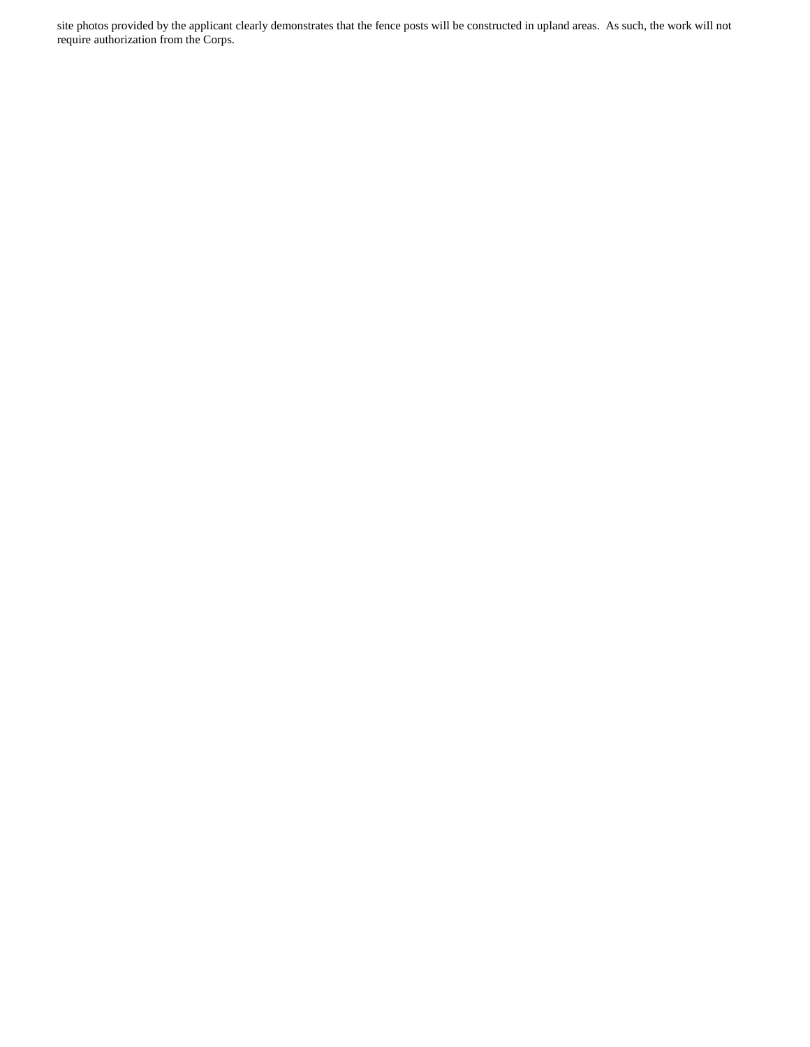site photos provided by the applicant clearly demonstrates that the fence posts will be constructed in upland areas.  As such, the work will not require authorization from the Corps.